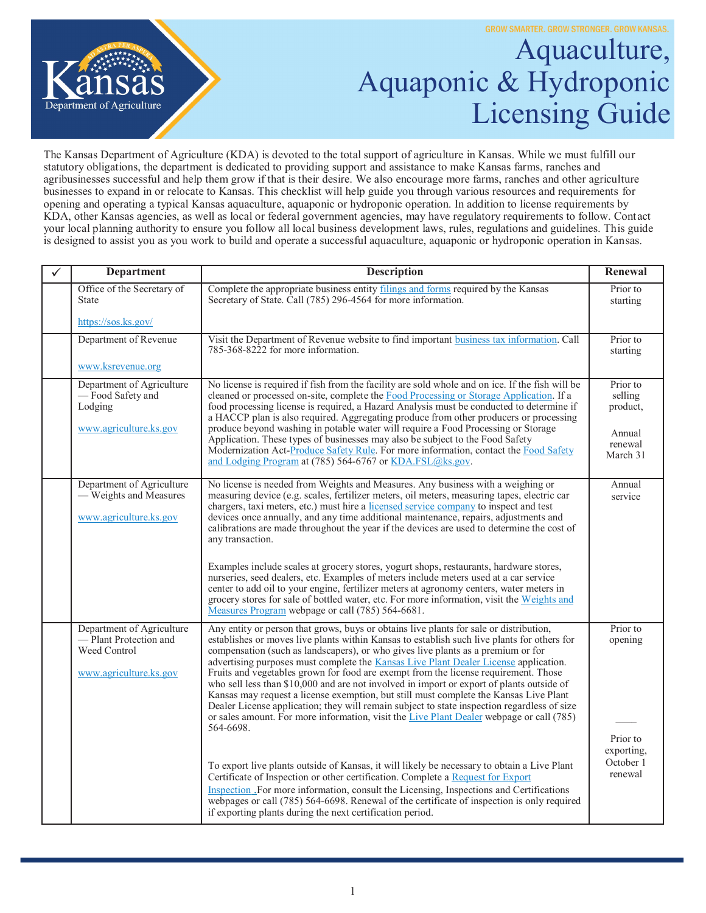GROW SMARTER. GROW STRONGER. GROW KANSAS.

# Aquaculture, Aquaponic & Hydroponic Licensing Guide

The Kansas Department of Agriculture (KDA) is devoted to the total support of agriculture in Kansas. While we must fulfill our statutory obligations, the department is dedicated to providing support and assistance to make Kansas farms, ranches and agribusinesses successful and help them grow if that is their desire. We also encourage more farms, ranches and other agriculture businesses to expand in or relocate to Kansas. This checklist will help guide you through various resources and requirements for opening and operating a typical Kansas aquaculture, aquaponic or hydroponic operation. In addition to license requirements by KDA, other Kansas agencies, as well as local or federal government agencies, may have regulatory requirements to follow. Contact your local planning authority to ensure you follow all local business development laws, rules, regulations and guidelines. This guide is designed to assist you as you work to build and operate a successful aquaculture, aquaponic or hydroponic operation in Kansas.

| ✓ | Department | Description | Renewal |
|---|---|---|---|
| | Office of the Secretary of State<br><br>https://sos.ks.gov/ | Complete the appropriate business entity filings and forms required by the Kansas Secretary of State. Call (785) 296-4564 for more information. | Prior to starting |
| | Department of Revenue<br><br>www.ksrevenue.org | Visit the Department of Revenue website to find important business tax information. Call 785-368-8222 for more information. | Prior to starting |
| | Department of Agriculture — Food Safety and Lodging<br><br>www.agriculture.ks.gov | No license is required if fish from the facility are sold whole and on ice. If the fish will be cleaned or processed on-site, complete the Food Processing or Storage Application. If a food processing license is required, a Hazard Analysis must be conducted to determine if a HACCP plan is also required. Aggregating produce from other producers or processing produce beyond washing in potable water will require a Food Processing or Storage Application. These types of businesses may also be subject to the Food Safety Modernization Act-Produce Safety Rule. For more information, contact the Food Safety and Lodging Program at (785) 564-6767 or KDA.FSL@ks.gov. | Prior to selling product,<br><br>Annual renewal March 31 |
| | Department of Agriculture — Weights and Measures<br><br>www.agriculture.ks.gov | No license is needed from Weights and Measures. Any business with a weighing or measuring device (e.g. scales, fertilizer meters, oil meters, measuring tapes, electric car chargers, taxi meters, etc.) must hire a licensed service company to inspect and test devices once annually, and any time additional maintenance, repairs, adjustments and calibrations are made throughout the year if the devices are used to determine the cost of any transaction.<br><br>Examples include scales at grocery stores, yogurt shops, restaurants, hardware stores, nurseries, seed dealers, etc. Examples of meters include meters used at a car service center to add oil to your engine, fertilizer meters at agronomy centers, water meters in grocery stores for sale of bottled water, etc. For more information, visit the Weights and Measures Program webpage or call (785) 564-6681. | Annual service |
| | Department of Agriculture — Plant Protection and Weed Control<br><br>www.agriculture.ks.gov | Any entity or person that grows, buys or obtains live plants for sale or distribution, establishes or moves live plants within Kansas to establish such live plants for others for compensation (such as landscapers), or who gives live plants as a premium or for advertising purposes must complete the Kansas Live Plant Dealer License application. Fruits and vegetables grown for food are exempt from the license requirement. Those who sell less than $10,000 and are not involved in import or export of plants outside of Kansas may request a license exemption, but still must complete the Kansas Live Plant Dealer License application; they will remain subject to state inspection regardless of size or sales amount. For more information, visit the Live Plant Dealer webpage or call (785) 564-6698.<br><br>To export live plants outside of Kansas, it will likely be necessary to obtain a Live Plant Certificate of Inspection or other certification. Complete a Request for Export Inspection . For more information, consult the Licensing, Inspections and Certifications webpages or call (785) 564-6698. Renewal of the certificate of inspection is only required if exporting plants during the next certification period. | Prior to opening<br><br>——<br><br>Prior to exporting, October 1 renewal |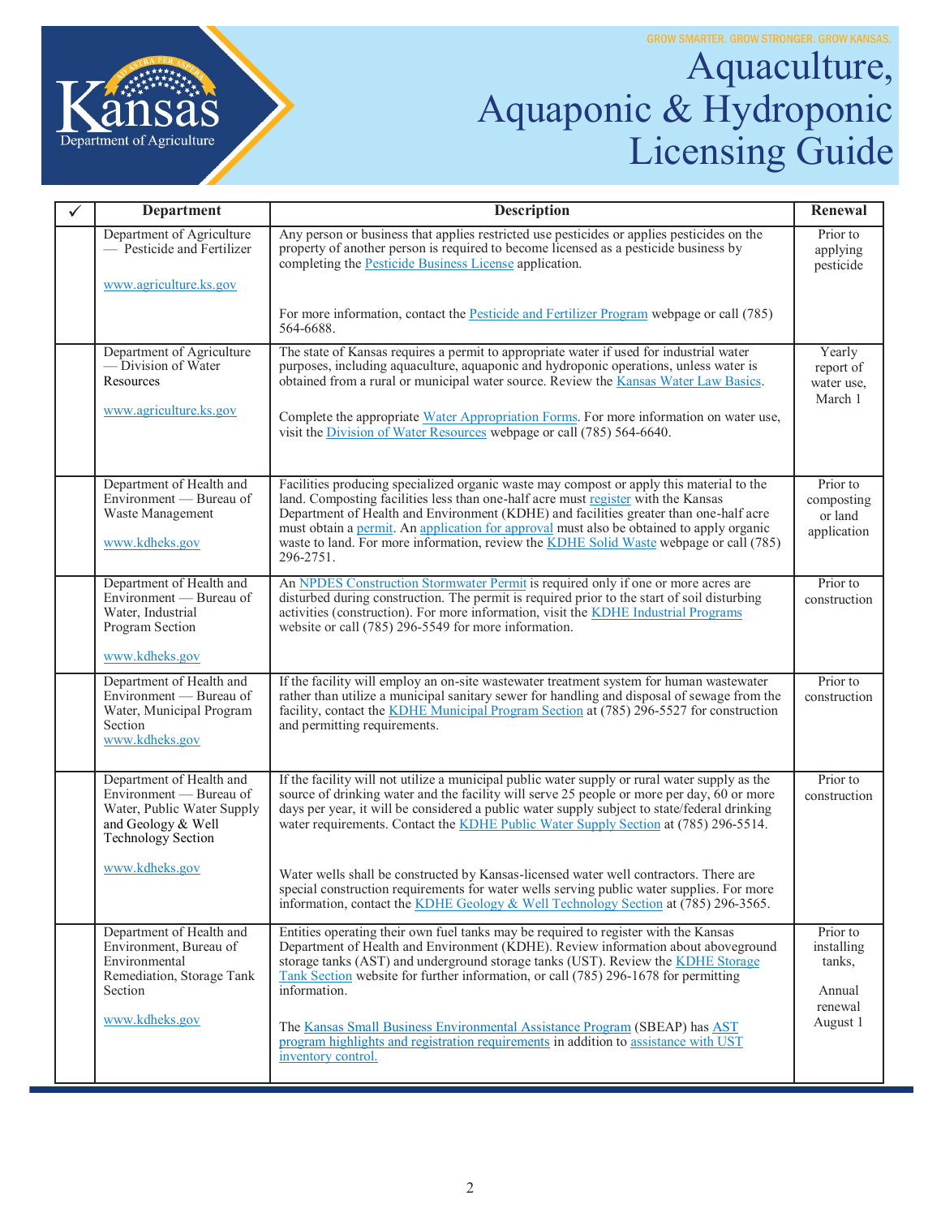# Aquaculture, Aquaponic & Hydroponic Licensing Guide

| ✓ | Department | Description | Renewal |
|---|---|---|---|
| | Department of Agriculture — Pesticide and Fertilizer<br><br>www.agriculture.ks.gov | Any person or business that applies restricted use pesticides or applies pesticides on the property of another person is required to become licensed as a pesticide business by completing the Pesticide Business License application.<br><br>For more information, contact the Pesticide and Fertilizer Program webpage or call (785) 564-6688. | Prior to applying pesticide |
| | Department of Agriculture — Division of Water Resources<br><br>www.agriculture.ks.gov | The state of Kansas requires a permit to appropriate water if used for industrial water purposes, including aquaculture, aquaponic and hydroponic operations, unless water is obtained from a rural or municipal water source. Review the Kansas Water Law Basics.<br><br>Complete the appropriate Water Appropriation Forms. For more information on water use, visit the Division of Water Resources webpage or call (785) 564-6640. | Yearly report of water use, March 1 |
| | Department of Health and Environment — Bureau of Waste Management<br><br>www.kdheks.gov | Facilities producing specialized organic waste may compost or apply this material to the land. Composting facilities less than one-half acre must register with the Kansas Department of Health and Environment (KDHE) and facilities greater than one-half acre must obtain a permit. An application for approval must also be obtained to apply organic waste to land. For more information, review the KDHE Solid Waste webpage or call (785) 296-2751. | Prior to composting or land application |
| | Department of Health and Environment — Bureau of Water, Industrial Program Section<br><br>www.kdheks.gov | An NPDES Construction Stormwater Permit is required only if one or more acres are disturbed during construction. The permit is required prior to the start of soil disturbing activities (construction). For more information, visit the KDHE Industrial Programs website or call (785) 296-5549 for more information. | Prior to construction |
| | Department of Health and Environment — Bureau of Water, Municipal Program Section<br>www.kdheks.gov | If the facility will employ an on-site wastewater treatment system for human wastewater rather than utilize a municipal sanitary sewer for handling and disposal of sewage from the facility, contact the KDHE Municipal Program Section at (785) 296-5527 for construction and permitting requirements. | Prior to construction |
| | Department of Health and Environment — Bureau of Water, Public Water Supply and Geology & Well Technology Section<br><br>www.kdheks.gov | If the facility will not utilize a municipal public water supply or rural water supply as the source of drinking water and the facility will serve 25 people or more per day, 60 or more days per year, it will be considered a public water supply subject to state/federal drinking water requirements. Contact the KDHE Public Water Supply Section at (785) 296-5514.<br><br>Water wells shall be constructed by Kansas-licensed water well contractors. There are special construction requirements for water wells serving public water supplies. For more information, contact the KDHE Geology & Well Technology Section at (785) 296-3565. | Prior to construction |
| | Department of Health and Environment, Bureau of Environmental Remediation, Storage Tank Section<br><br>www.kdheks.gov | Entities operating their own fuel tanks may be required to register with the Kansas Department of Health and Environment (KDHE). Review information about aboveground storage tanks (AST) and underground storage tanks (UST). Review the KDHE Storage Tank Section website for further information, or call (785) 296-1678 for permitting information.<br><br>The Kansas Small Business Environmental Assistance Program (SBEAP) has AST program highlights and registration requirements in addition to assistance with UST inventory control. | Prior to installing tanks,<br><br>Annual renewal August 1 |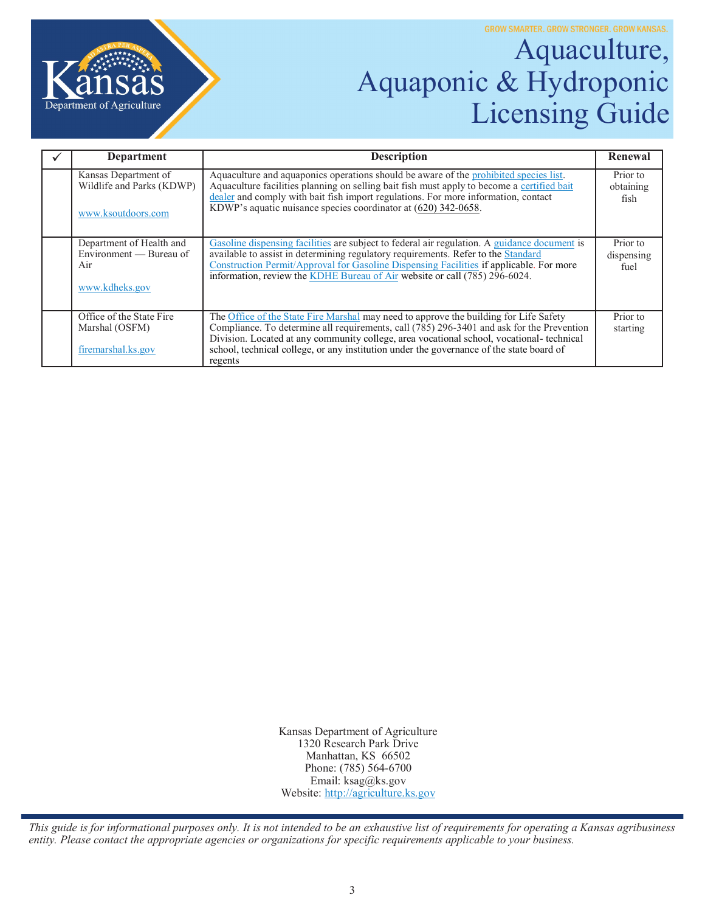GROW SMARTER. GROW STRONGER. GROW KANSAS.

# Aquaculture, Aquaponic & Hydroponic Licensing Guide

| ✓ | Department | Description | Renewal |
|---|---|---|---|
| | Kansas Department of Wildlife and Parks (KDWP)<br><br>www.ksoutdoors.com | Aquaculture and aquaponics operations should be aware of the prohibited species list. Aquaculture facilities planning on selling bait fish must apply to become a certified bait dealer and comply with bait fish import regulations. For more information, contact KDWP's aquatic nuisance species coordinator at (620) 342-0658. | Prior to obtaining fish |
| | Department of Health and Environment — Bureau of Air<br><br>www.kdheks.gov | Gasoline dispensing facilities are subject to federal air regulation. A guidance document is available to assist in determining regulatory requirements. Refer to the Standard Construction Permit/Approval for Gasoline Dispensing Facilities if applicable. For more information, review the KDHE Bureau of Air website or call (785) 296-6024. | Prior to dispensing fuel |
| | Office of the State Fire Marshal (OSFM)<br><br>firemarshal.ks.gov | The Office of the State Fire Marshal may need to approve the building for Life Safety Compliance. To determine all requirements, call (785) 296-3401 and ask for the Prevention Division. Located at any community college, area vocational school, vocational- technical school, technical college, or any institution under the governance of the state board of regents | Prior to starting |

Kansas Department of Agriculture
1320 Research Park Drive
Manhattan, KS 66502
Phone: (785) 564-6700
Email: ksag@ks.gov
Website: http://agriculture.ks.gov

*This guide is for informational purposes only. It is not intended to be an exhaustive list of requirements for operating a Kansas agribusiness entity. Please contact the appropriate agencies or organizations for specific requirements applicable to your business.*